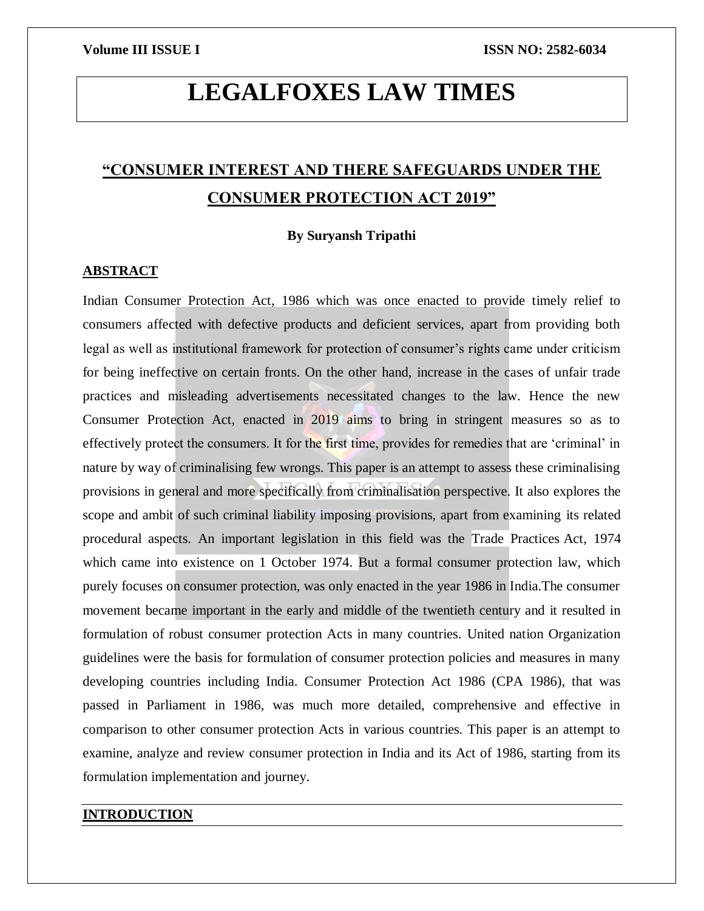# LEGALFOXES LAW TIMES

## "CONSUMER INTEREST AND THERE SAFEGUARDS UNDER THE CONSUMER PROTECTION ACT 2019"

**By Suryansh Tripathi**

### ABSTRACT

Indian Consumer Protection Act, 1986 which was once enacted to provide timely relief to consumers affected with defective products and deficient services, apart from providing both legal as well as institutional framework for protection of consumer's rights came under criticism for being ineffective on certain fronts. On the other hand, increase in the cases of unfair trade practices and misleading advertisements necessitated changes to the law. Hence the new Consumer Protection Act, enacted in 2019 aims to bring in stringent measures so as to effectively protect the consumers. It for the first time, provides for remedies that are 'criminal' in nature by way of criminalising few wrongs. This paper is an attempt to assess these criminalising provisions in general and more specifically from criminalisation perspective. It also explores the scope and ambit of such criminal liability imposing provisions, apart from examining its related procedural aspects. An important legislation in this field was the Trade Practices Act, 1974 which came into existence on 1 October 1974. But a formal consumer protection law, which purely focuses on consumer protection, was only enacted in the year 1986 in India.The consumer movement became important in the early and middle of the twentieth century and it resulted in formulation of robust consumer protection Acts in many countries. United nation Organization guidelines were the basis for formulation of consumer protection policies and measures in many developing countries including India. Consumer Protection Act 1986 (CPA 1986), that was passed in Parliament in 1986, was much more detailed, comprehensive and effective in comparison to other consumer protection Acts in various countries. This paper is an attempt to examine, analyze and review consumer protection in India and its Act of 1986, starting from its formulation implementation and journey.

### INTRODUCTION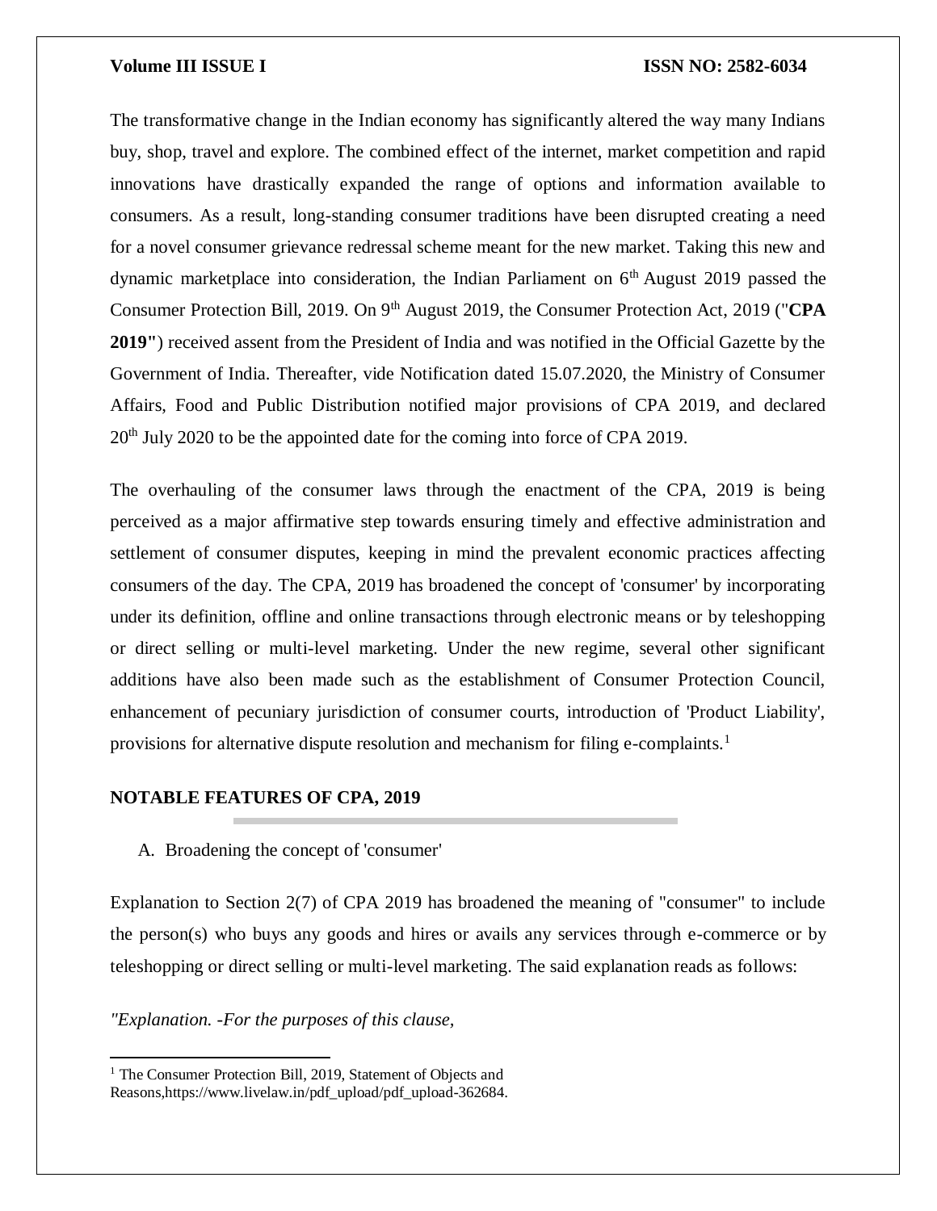The transformative change in the Indian economy has significantly altered the way many Indians buy, shop, travel and explore. The combined effect of the internet, market competition and rapid innovations have drastically expanded the range of options and information available to consumers. As a result, long-standing consumer traditions have been disrupted creating a need for a novel consumer grievance redressal scheme meant for the new market. Taking this new and dynamic marketplace into consideration, the Indian Parliament on 6th August 2019 passed the Consumer Protection Bill, 2019. On 9th August 2019, the Consumer Protection Act, 2019 ("**CPA 2019"**) received assent from the President of India and was notified in the Official Gazette by the Government of India. Thereafter, vide Notification dated 15.07.2020, the Ministry of Consumer Affairs, Food and Public Distribution notified major provisions of CPA 2019, and declared 20th July 2020 to be the appointed date for the coming into force of CPA 2019.

The overhauling of the consumer laws through the enactment of the CPA, 2019 is being perceived as a major affirmative step towards ensuring timely and effective administration and settlement of consumer disputes, keeping in mind the prevalent economic practices affecting consumers of the day. The CPA, 2019 has broadened the concept of 'consumer' by incorporating under its definition, offline and online transactions through electronic means or by teleshopping or direct selling or multi-level marketing. Under the new regime, several other significant additions have also been made such as the establishment of Consumer Protection Council, enhancement of pecuniary jurisdiction of consumer courts, introduction of 'Product Liability', provisions for alternative dispute resolution and mechanism for filing e-complaints.[1]

## NOTABLE FEATURES OF CPA, 2019

A. Broadening the concept of 'consumer'

Explanation to Section 2(7) of CPA 2019 has broadened the meaning of "consumer" to include the person(s) who buys any goods and hires or avails any services through e-commerce or by teleshopping or direct selling or multi-level marketing. The said explanation reads as follows:

*"Explanation. -For the purposes of this clause,*

---

[1] The Consumer Protection Bill, 2019, Statement of Objects and Reasons,https://www.livelaw.in/pdf_upload/pdf_upload-362684.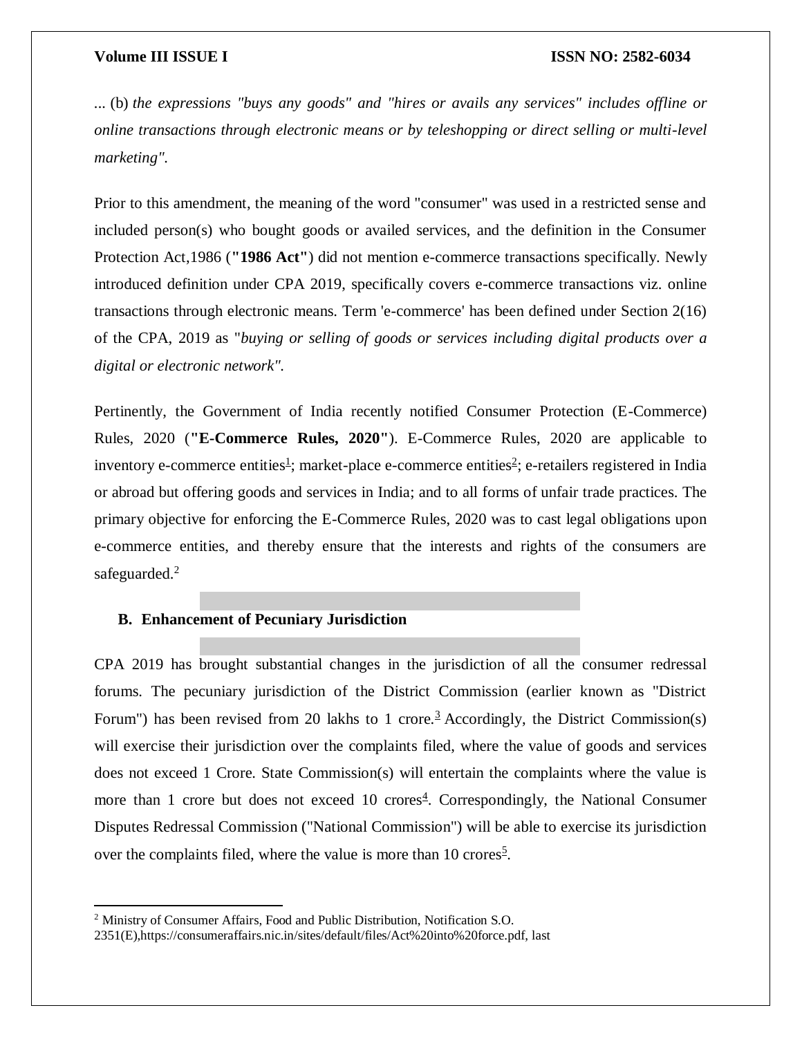... (b) *the expressions "buys any goods" and "hires or avails any services" includes offline or online transactions through electronic means or by teleshopping or direct selling or multi-level marketing".*

Prior to this amendment, the meaning of the word "consumer" was used in a restricted sense and included person(s) who bought goods or availed services, and the definition in the Consumer Protection Act,1986 (**"1986 Act"**) did not mention e-commerce transactions specifically. Newly introduced definition under CPA 2019, specifically covers e-commerce transactions viz. online transactions through electronic means. Term 'e-commerce' has been defined under Section 2(16) of the CPA, 2019 as "*buying or selling of goods or services including digital products over a digital or electronic network".*

Pertinently, the Government of India recently notified Consumer Protection (E-Commerce) Rules, 2020 (**"E-Commerce Rules, 2020"**). E-Commerce Rules, 2020 are applicable to inventory e-commerce entities[1]; market-place e-commerce entities[2]; e-retailers registered in India or abroad but offering goods and services in India; and to all forms of unfair trade practices. The primary objective for enforcing the E-Commerce Rules, 2020 was to cast legal obligations upon e-commerce entities, and thereby ensure that the interests and rights of the consumers are safeguarded.[2]

### B. Enhancement of Pecuniary Jurisdiction

CPA 2019 has brought substantial changes in the jurisdiction of all the consumer redressal forums. The pecuniary jurisdiction of the District Commission (earlier known as "District Forum") has been revised from 20 lakhs to 1 crore.[3] Accordingly, the District Commission(s) will exercise their jurisdiction over the complaints filed, where the value of goods and services does not exceed 1 Crore. State Commission(s) will entertain the complaints where the value is more than 1 crore but does not exceed 10 crores[4]. Correspondingly, the National Consumer Disputes Redressal Commission ("National Commission") will be able to exercise its jurisdiction over the complaints filed, where the value is more than 10 crores[5].

---

[2] Ministry of Consumer Affairs, Food and Public Distribution, Notification S.O. 2351(E),https://consumeraffairs.nic.in/sites/default/files/Act%20into%20force.pdf, last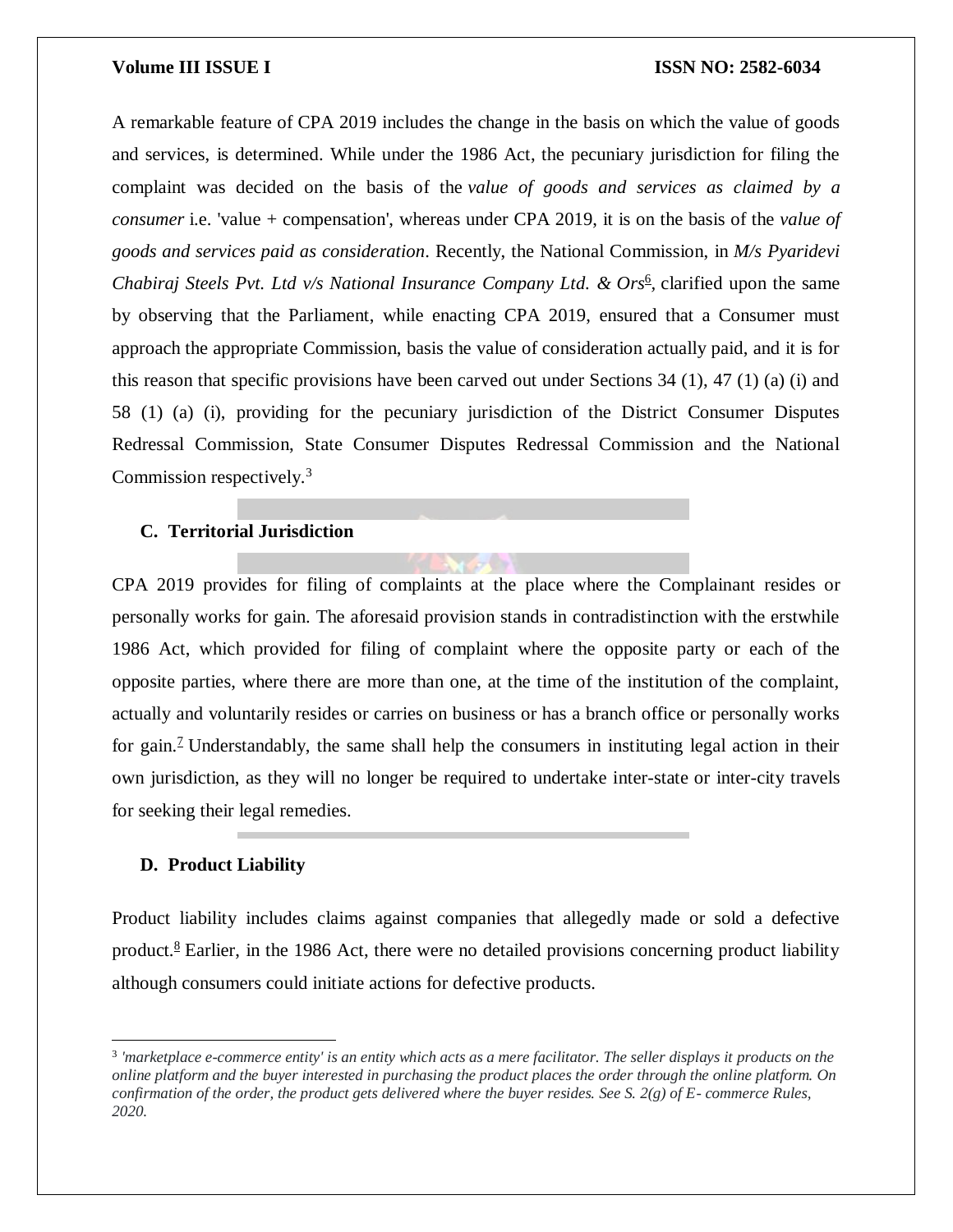A remarkable feature of CPA 2019 includes the change in the basis on which the value of goods and services, is determined. While under the 1986 Act, the pecuniary jurisdiction for filing the complaint was decided on the basis of the *value of goods and services as claimed by a consumer* i.e. 'value + compensation', whereas under CPA 2019, it is on the basis of the *value of goods and services paid as consideration*. Recently, the National Commission, in *M/s Pyaridevi Chabiraj Steels Pvt. Ltd v/s National Insurance Company Ltd. & Ors*[6], clarified upon the same by observing that the Parliament, while enacting CPA 2019, ensured that a Consumer must approach the appropriate Commission, basis the value of consideration actually paid, and it is for this reason that specific provisions have been carved out under Sections 34 (1), 47 (1) (a) (i) and 58 (1) (a) (i), providing for the pecuniary jurisdiction of the District Consumer Disputes Redressal Commission, State Consumer Disputes Redressal Commission and the National Commission respectively.[3]

### C. Territorial Jurisdiction

CPA 2019 provides for filing of complaints at the place where the Complainant resides or personally works for gain. The aforesaid provision stands in contradistinction with the erstwhile 1986 Act, which provided for filing of complaint where the opposite party or each of the opposite parties, where there are more than one, at the time of the institution of the complaint, actually and voluntarily resides or carries on business or has a branch office or personally works for gain.[7] Understandably, the same shall help the consumers in instituting legal action in their own jurisdiction, as they will no longer be required to undertake inter-state or inter-city travels for seeking their legal remedies.

### D. Product Liability

Product liability includes claims against companies that allegedly made or sold a defective product.[8] Earlier, in the 1986 Act, there were no detailed provisions concerning product liability although consumers could initiate actions for defective products.

---

[3] *'marketplace e-commerce entity' is an entity which acts as a mere facilitator. The seller displays it products on the online platform and the buyer interested in purchasing the product places the order through the online platform. On confirmation of the order, the product gets delivered where the buyer resides. See S. 2(g) of E- commerce Rules, 2020.*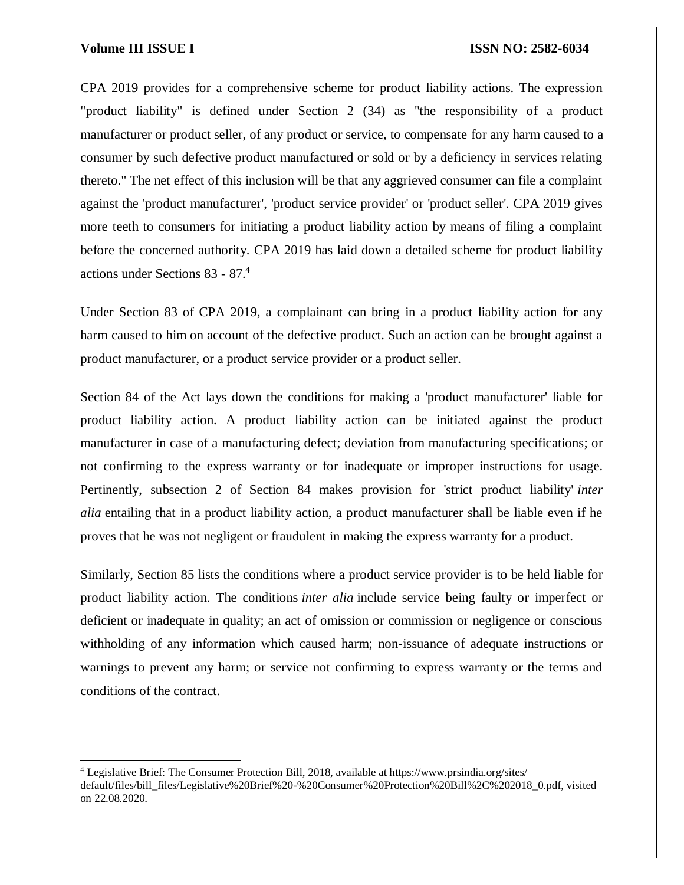CPA 2019 provides for a comprehensive scheme for product liability actions. The expression "product liability" is defined under Section 2 (34) as "the responsibility of a product manufacturer or product seller, of any product or service, to compensate for any harm caused to a consumer by such defective product manufactured or sold or by a deficiency in services relating thereto." The net effect of this inclusion will be that any aggrieved consumer can file a complaint against the 'product manufacturer', 'product service provider' or 'product seller'. CPA 2019 gives more teeth to consumers for initiating a product liability action by means of filing a complaint before the concerned authority. CPA 2019 has laid down a detailed scheme for product liability actions under Sections 83 - 87.[4]

Under Section 83 of CPA 2019, a complainant can bring in a product liability action for any harm caused to him on account of the defective product. Such an action can be brought against a product manufacturer, or a product service provider or a product seller.

Section 84 of the Act lays down the conditions for making a 'product manufacturer' liable for product liability action. A product liability action can be initiated against the product manufacturer in case of a manufacturing defect; deviation from manufacturing specifications; or not confirming to the express warranty or for inadequate or improper instructions for usage. Pertinently, subsection 2 of Section 84 makes provision for 'strict product liability' *inter alia* entailing that in a product liability action, a product manufacturer shall be liable even if he proves that he was not negligent or fraudulent in making the express warranty for a product.

Similarly, Section 85 lists the conditions where a product service provider is to be held liable for product liability action. The conditions *inter alia* include service being faulty or imperfect or deficient or inadequate in quality; an act of omission or commission or negligence or conscious withholding of any information which caused harm; non-issuance of adequate instructions or warnings to prevent any harm; or service not confirming to express warranty or the terms and conditions of the contract.

---

[4] Legislative Brief: The Consumer Protection Bill, 2018, available at https://www.prsindia.org/sites/default/files/bill_files/Legislative%20Brief%20-%20Consumer%20Protection%20Bill%2C%202018_0.pdf, visited on 22.08.2020.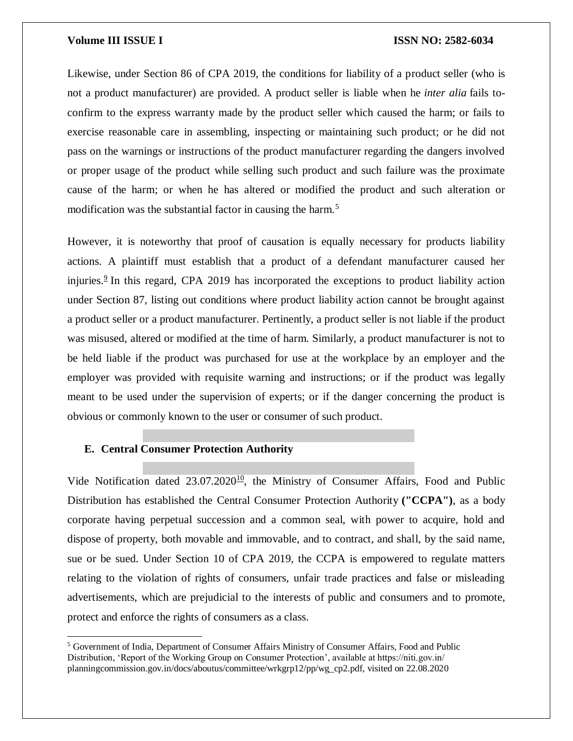Likewise, under Section 86 of CPA 2019, the conditions for liability of a product seller (who is not a product manufacturer) are provided. A product seller is liable when he *inter alia* fails to-confirm to the express warranty made by the product seller which caused the harm; or fails to exercise reasonable care in assembling, inspecting or maintaining such product; or he did not pass on the warnings or instructions of the product manufacturer regarding the dangers involved or proper usage of the product while selling such product and such failure was the proximate cause of the harm; or when he has altered or modified the product and such alteration or modification was the substantial factor in causing the harm.[5]

However, it is noteworthy that proof of causation is equally necessary for products liability actions. A plaintiff must establish that a product of a defendant manufacturer caused her injuries.[9] In this regard, CPA 2019 has incorporated the exceptions to product liability action under Section 87, listing out conditions where product liability action cannot be brought against a product seller or a product manufacturer. Pertinently, a product seller is not liable if the product was misused, altered or modified at the time of harm. Similarly, a product manufacturer is not to be held liable if the product was purchased for use at the workplace by an employer and the employer was provided with requisite warning and instructions; or if the product was legally meant to be used under the supervision of experts; or if the danger concerning the product is obvious or commonly known to the user or consumer of such product.

### E. Central Consumer Protection Authority

Vide Notification dated 23.07.2020[10], the Ministry of Consumer Affairs, Food and Public Distribution has established the Central Consumer Protection Authority **("CCPA")**, as a body corporate having perpetual succession and a common seal, with power to acquire, hold and dispose of property, both movable and immovable, and to contract, and shall, by the said name, sue or be sued. Under Section 10 of CPA 2019, the CCPA is empowered to regulate matters relating to the violation of rights of consumers, unfair trade practices and false or misleading advertisements, which are prejudicial to the interests of public and consumers and to promote, protect and enforce the rights of consumers as a class.

---

[5] Government of India, Department of Consumer Affairs Ministry of Consumer Affairs, Food and Public Distribution, 'Report of the Working Group on Consumer Protection', available at https://niti.gov.in/planningcommission.gov.in/docs/aboutus/committee/wrkgrp12/pp/wg_cp2.pdf, visited on 22.08.2020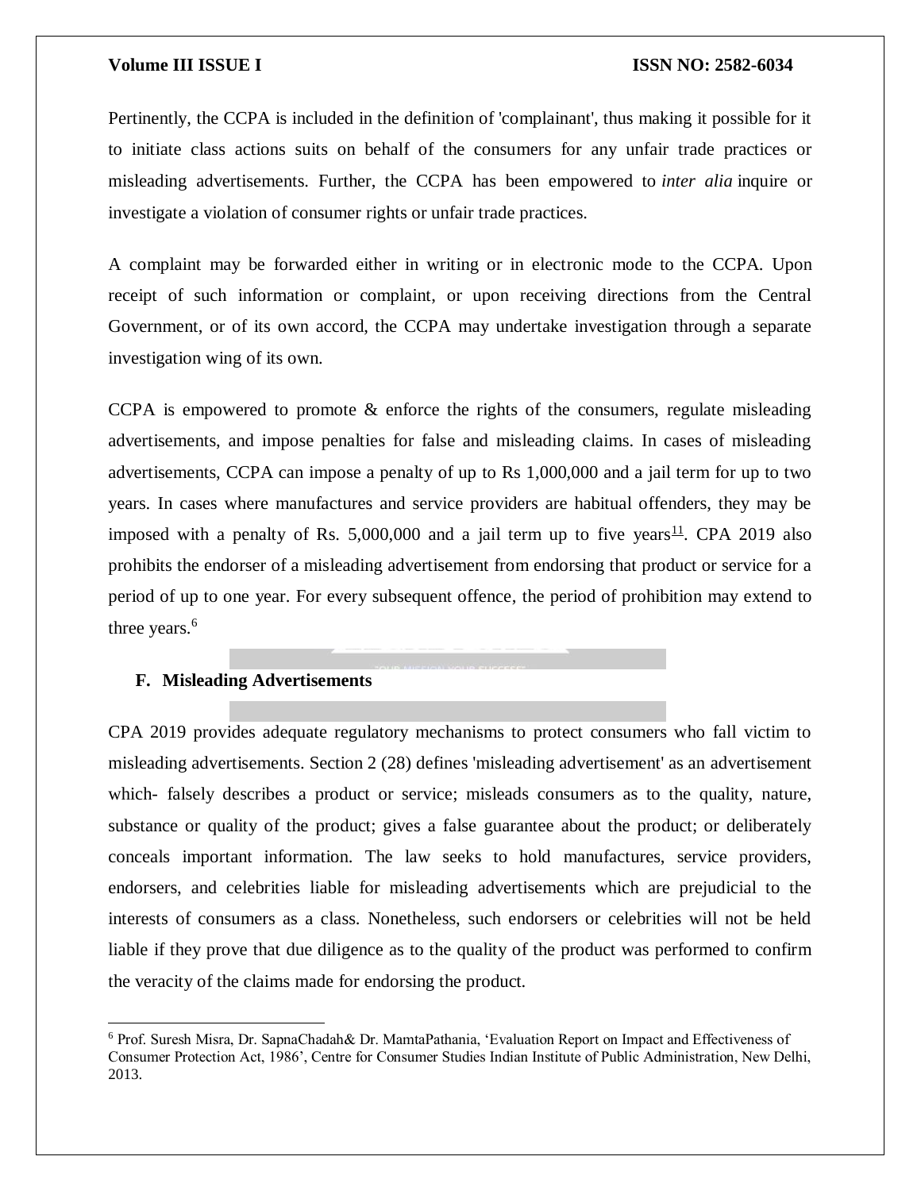Pertinently, the CCPA is included in the definition of 'complainant', thus making it possible for it to initiate class actions suits on behalf of the consumers for any unfair trade practices or misleading advertisements. Further, the CCPA has been empowered to *inter alia* inquire or investigate a violation of consumer rights or unfair trade practices.

A complaint may be forwarded either in writing or in electronic mode to the CCPA. Upon receipt of such information or complaint, or upon receiving directions from the Central Government, or of its own accord, the CCPA may undertake investigation through a separate investigation wing of its own.

CCPA is empowered to promote & enforce the rights of the consumers, regulate misleading advertisements, and impose penalties for false and misleading claims. In cases of misleading advertisements, CCPA can impose a penalty of up to Rs 1,000,000 and a jail term for up to two years. In cases where manufactures and service providers are habitual offenders, they may be imposed with a penalty of Rs. 5,000,000 and a jail term up to five years[11]. CPA 2019 also prohibits the endorser of a misleading advertisement from endorsing that product or service for a period of up to one year. For every subsequent offence, the period of prohibition may extend to three years.[6]

### F. Misleading Advertisements

CPA 2019 provides adequate regulatory mechanisms to protect consumers who fall victim to misleading advertisements. Section 2 (28) defines 'misleading advertisement' as an advertisement which- falsely describes a product or service; misleads consumers as to the quality, nature, substance or quality of the product; gives a false guarantee about the product; or deliberately conceals important information. The law seeks to hold manufactures, service providers, endorsers, and celebrities liable for misleading advertisements which are prejudicial to the interests of consumers as a class. Nonetheless, such endorsers or celebrities will not be held liable if they prove that due diligence as to the quality of the product was performed to confirm the veracity of the claims made for endorsing the product.

---

[6] Prof. Suresh Misra, Dr. SapnaChadah& Dr. MamtaPathania, 'Evaluation Report on Impact and Effectiveness of Consumer Protection Act, 1986', Centre for Consumer Studies Indian Institute of Public Administration, New Delhi, 2013.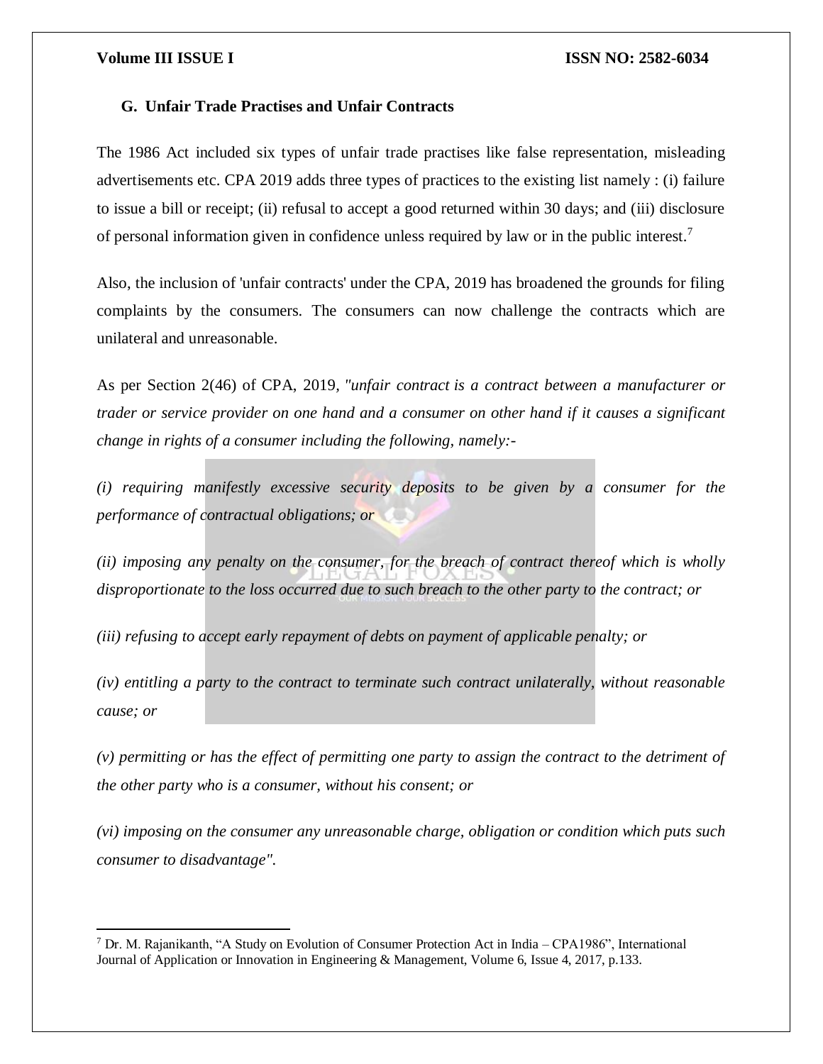### G. Unfair Trade Practises and Unfair Contracts

The 1986 Act included six types of unfair trade practises like false representation, misleading advertisements etc. CPA 2019 adds three types of practices to the existing list namely : (i) failure to issue a bill or receipt; (ii) refusal to accept a good returned within 30 days; and (iii) disclosure of personal information given in confidence unless required by law or in the public interest.[7]

Also, the inclusion of 'unfair contracts' under the CPA, 2019 has broadened the grounds for filing complaints by the consumers. The consumers can now challenge the contracts which are unilateral and unreasonable.

As per Section 2(46) of CPA, 2019, *"unfair contract is a contract between a manufacturer or trader or service provider on one hand and a consumer on other hand if it causes a significant change in rights of a consumer including the following, namely:-*

*(i) requiring manifestly excessive security deposits to be given by a consumer for the performance of contractual obligations; or*

*(ii) imposing any penalty on the consumer, for the breach of contract thereof which is wholly disproportionate to the loss occurred due to such breach to the other party to the contract; or*

*(iii) refusing to accept early repayment of debts on payment of applicable penalty; or*

*(iv) entitling a party to the contract to terminate such contract unilaterally, without reasonable cause; or*

*(v) permitting or has the effect of permitting one party to assign the contract to the detriment of the other party who is a consumer, without his consent; or*

*(vi) imposing on the consumer any unreasonable charge, obligation or condition which puts such consumer to disadvantage".*

---

[7] Dr. M. Rajanikanth, "A Study on Evolution of Consumer Protection Act in India – CPA1986", International Journal of Application or Innovation in Engineering & Management, Volume 6, Issue 4, 2017, p.133.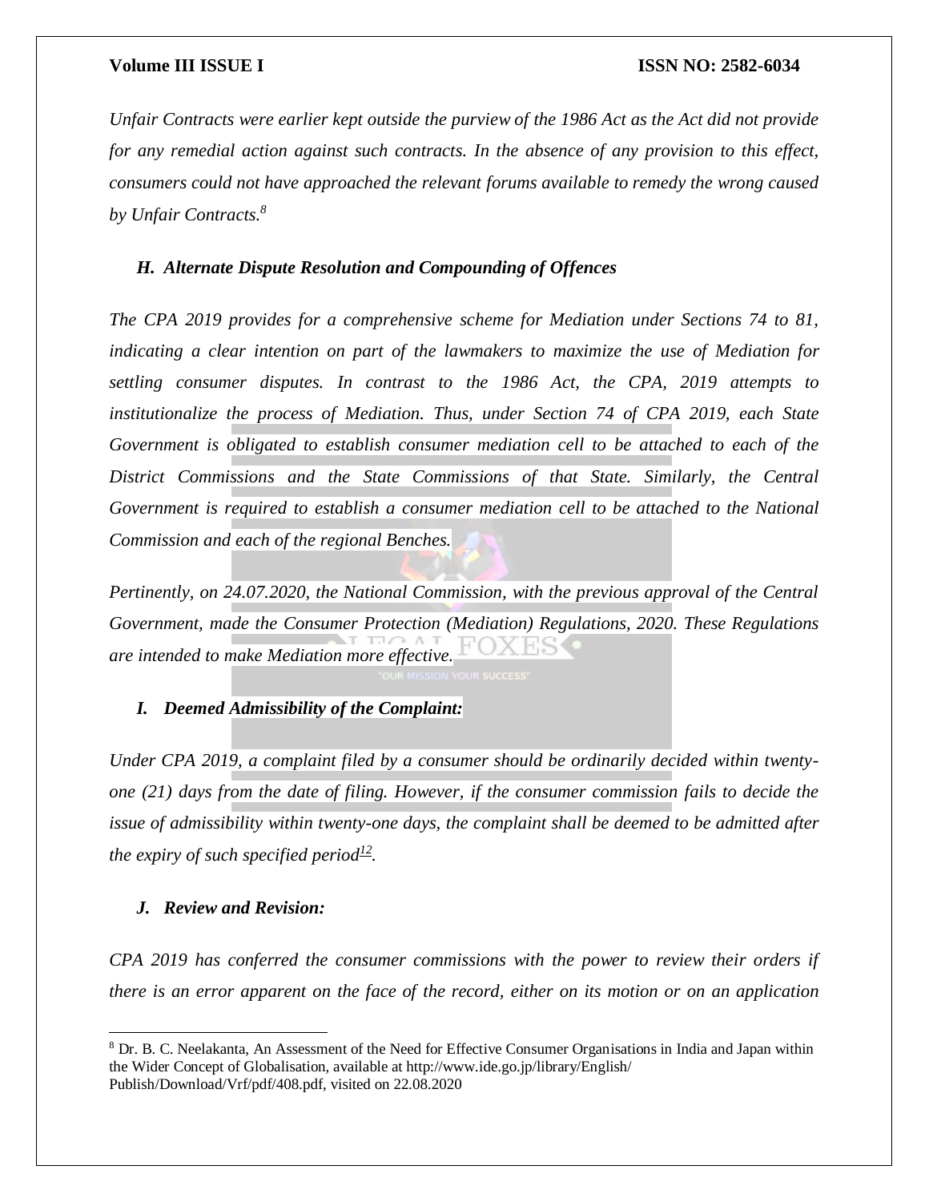*Unfair Contracts were earlier kept outside the purview of the 1986 Act as the Act did not provide for any remedial action against such contracts. In the absence of any provision to this effect, consumers could not have approached the relevant forums available to remedy the wrong caused by Unfair Contracts.*[8]

### *H. Alternate Dispute Resolution and Compounding of Offences*

*The CPA 2019 provides for a comprehensive scheme for Mediation under Sections 74 to 81, indicating a clear intention on part of the lawmakers to maximize the use of Mediation for settling consumer disputes. In contrast to the 1986 Act, the CPA, 2019 attempts to institutionalize the process of Mediation. Thus, under Section 74 of CPA 2019, each State Government is obligated to establish consumer mediation cell to be attached to each of the District Commissions and the State Commissions of that State. Similarly, the Central Government is required to establish a consumer mediation cell to be attached to the National Commission and each of the regional Benches.*

*Pertinently, on 24.07.2020, the National Commission, with the previous approval of the Central Government, made the Consumer Protection (Mediation) Regulations, 2020. These Regulations are intended to make Mediation more effective.*

### *I. Deemed Admissibility of the Complaint:*

*Under CPA 2019, a complaint filed by a consumer should be ordinarily decided within twenty-one (21) days from the date of filing. However, if the consumer commission fails to decide the issue of admissibility within twenty-one days, the complaint shall be deemed to be admitted after the expiry of such specified period*[12]*.*

### *J. Review and Revision:*

*CPA 2019 has conferred the consumer commissions with the power to review their orders if there is an error apparent on the face of the record, either on its motion or on an application*

---

[8] Dr. B. C. Neelakanta, An Assessment of the Need for Effective Consumer Organisations in India and Japan within the Wider Concept of Globalisation, available at http://www.ide.go.jp/library/English/Publish/Download/Vrf/pdf/408.pdf, visited on 22.08.2020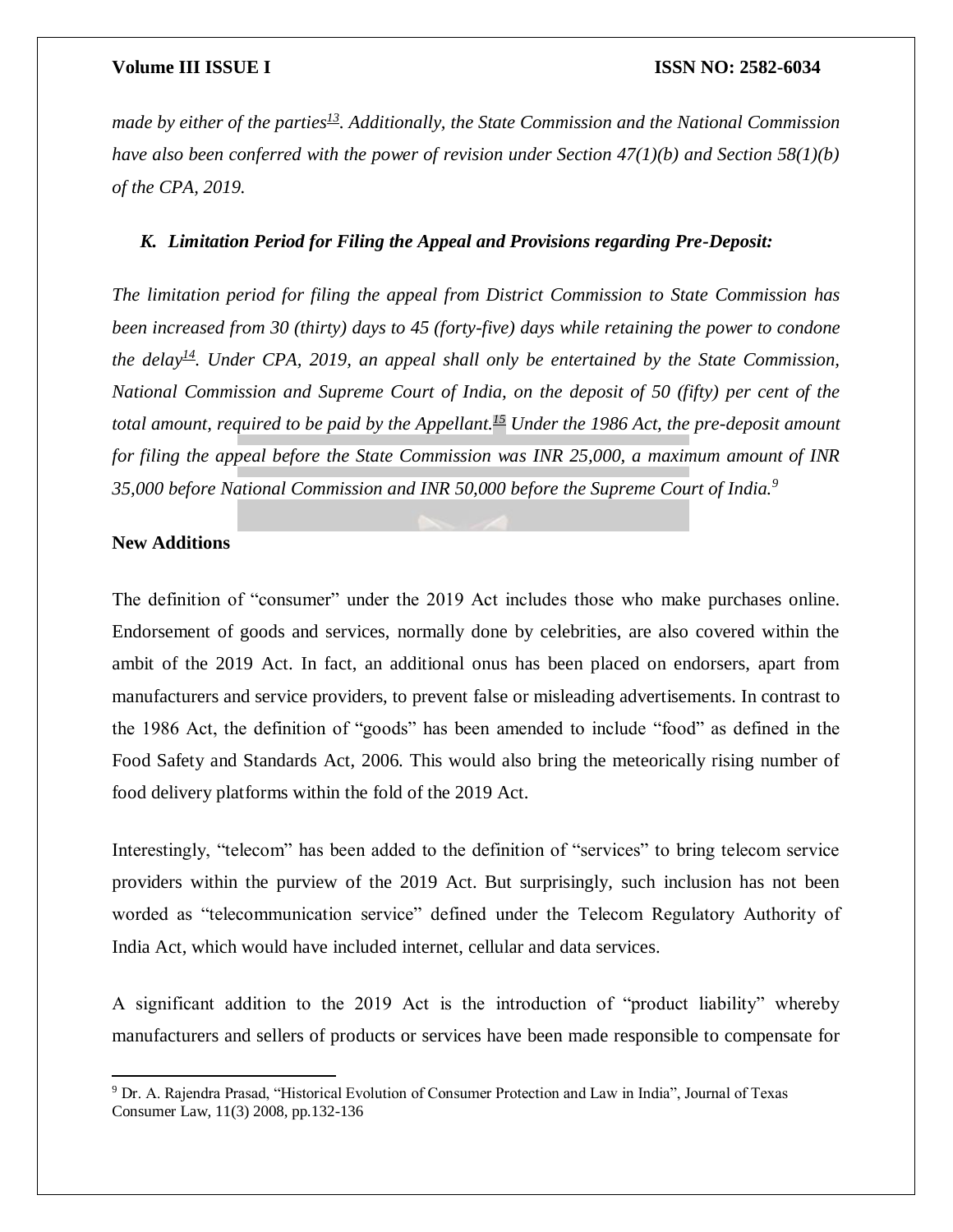*made by either of the parties[13]. Additionally, the State Commission and the National Commission have also been conferred with the power of revision under Section 47(1)(b) and Section 58(1)(b) of the CPA, 2019.*

### *K. Limitation Period for Filing the Appeal and Provisions regarding Pre-Deposit:*

*The limitation period for filing the appeal from District Commission to State Commission has been increased from 30 (thirty) days to 45 (forty-five) days while retaining the power to condone the delay[14]. Under CPA, 2019, an appeal shall only be entertained by the State Commission, National Commission and Supreme Court of India, on the deposit of 50 (fifty) per cent of the total amount, required to be paid by the Appellant.[15] Under the 1986 Act, the pre-deposit amount for filing the appeal before the State Commission was INR 25,000, a maximum amount of INR 35,000 before National Commission and INR 50,000 before the Supreme Court of India.[9]*

**New Additions**

The definition of "consumer" under the 2019 Act includes those who make purchases online. Endorsement of goods and services, normally done by celebrities, are also covered within the ambit of the 2019 Act. In fact, an additional onus has been placed on endorsers, apart from manufacturers and service providers, to prevent false or misleading advertisements. In contrast to the 1986 Act, the definition of "goods" has been amended to include "food" as defined in the Food Safety and Standards Act, 2006. This would also bring the meteorically rising number of food delivery platforms within the fold of the 2019 Act.

Interestingly, "telecom" has been added to the definition of "services" to bring telecom service providers within the purview of the 2019 Act. But surprisingly, such inclusion has not been worded as "telecommunication service" defined under the Telecom Regulatory Authority of India Act, which would have included internet, cellular and data services.

A significant addition to the 2019 Act is the introduction of "product liability" whereby manufacturers and sellers of products or services have been made responsible to compensate for

[9] Dr. A. Rajendra Prasad, "Historical Evolution of Consumer Protection and Law in India", Journal of Texas Consumer Law, 11(3) 2008, pp.132-136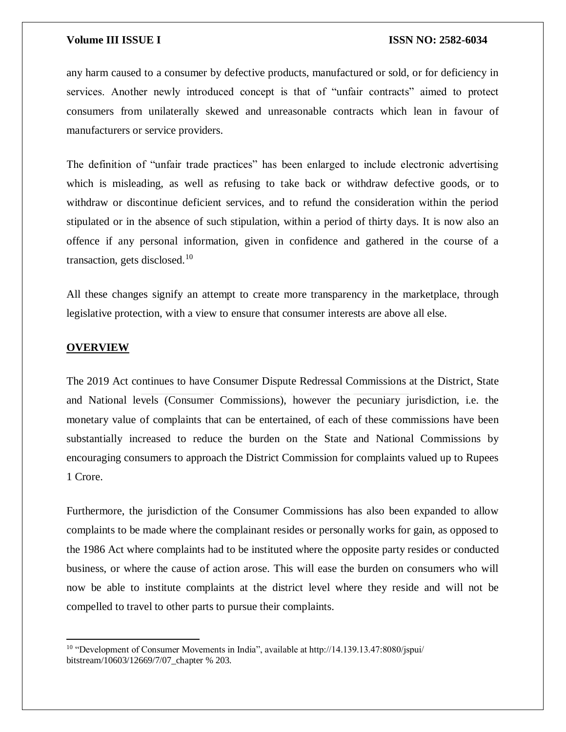any harm caused to a consumer by defective products, manufactured or sold, or for deficiency in services. Another newly introduced concept is that of “unfair contracts” aimed to protect consumers from unilaterally skewed and unreasonable contracts which lean in favour of manufacturers or service providers.

The definition of “unfair trade practices” has been enlarged to include electronic advertising which is misleading, as well as refusing to take back or withdraw defective goods, or to withdraw or discontinue deficient services, and to refund the consideration within the period stipulated or in the absence of such stipulation, within a period of thirty days. It is now also an offence if any personal information, given in confidence and gathered in the course of a transaction, gets disclosed.[10]

All these changes signify an attempt to create more transparency in the marketplace, through legislative protection, with a view to ensure that consumer interests are above all else.

## **OVERVIEW**

The 2019 Act continues to have Consumer Dispute Redressal Commissions at the District, State and National levels (Consumer Commissions), however the pecuniary jurisdiction, i.e. the monetary value of complaints that can be entertained, of each of these commissions have been substantially increased to reduce the burden on the State and National Commissions by encouraging consumers to approach the District Commission for complaints valued up to Rupees 1 Crore.

Furthermore, the jurisdiction of the Consumer Commissions has also been expanded to allow complaints to be made where the complainant resides or personally works for gain, as opposed to the 1986 Act where complaints had to be instituted where the opposite party resides or conducted business, or where the cause of action arose. This will ease the burden on consumers who will now be able to institute complaints at the district level where they reside and will not be compelled to travel to other parts to pursue their complaints.

---

[10] “Development of Consumer Movements in India”, available at http://14.139.13.47:8080/jspui/bitstream/10603/12669/7/07_chapter % 203.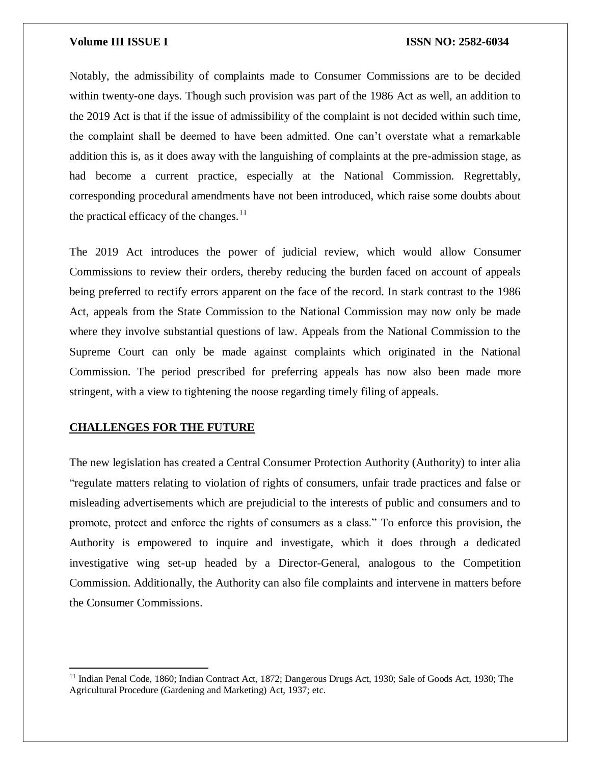Notably, the admissibility of complaints made to Consumer Commissions are to be decided within twenty-one days. Though such provision was part of the 1986 Act as well, an addition to the 2019 Act is that if the issue of admissibility of the complaint is not decided within such time, the complaint shall be deemed to have been admitted. One can't overstate what a remarkable addition this is, as it does away with the languishing of complaints at the pre-admission stage, as had become a current practice, especially at the National Commission. Regrettably, corresponding procedural amendments have not been introduced, which raise some doubts about the practical efficacy of the changes.[11]

The 2019 Act introduces the power of judicial review, which would allow Consumer Commissions to review their orders, thereby reducing the burden faced on account of appeals being preferred to rectify errors apparent on the face of the record. In stark contrast to the 1986 Act, appeals from the State Commission to the National Commission may now only be made where they involve substantial questions of law. Appeals from the National Commission to the Supreme Court can only be made against complaints which originated in the National Commission. The period prescribed for preferring appeals has now also been made more stringent, with a view to tightening the noose regarding timely filing of appeals.

## CHALLENGES FOR THE FUTURE

The new legislation has created a Central Consumer Protection Authority (Authority) to inter alia "regulate matters relating to violation of rights of consumers, unfair trade practices and false or misleading advertisements which are prejudicial to the interests of public and consumers and to promote, protect and enforce the rights of consumers as a class." To enforce this provision, the Authority is empowered to inquire and investigate, which it does through a dedicated investigative wing set-up headed by a Director-General, analogous to the Competition Commission. Additionally, the Authority can also file complaints and intervene in matters before the Consumer Commissions.

---

[11] Indian Penal Code, 1860; Indian Contract Act, 1872; Dangerous Drugs Act, 1930; Sale of Goods Act, 1930; The Agricultural Procedure (Gardening and Marketing) Act, 1937; etc.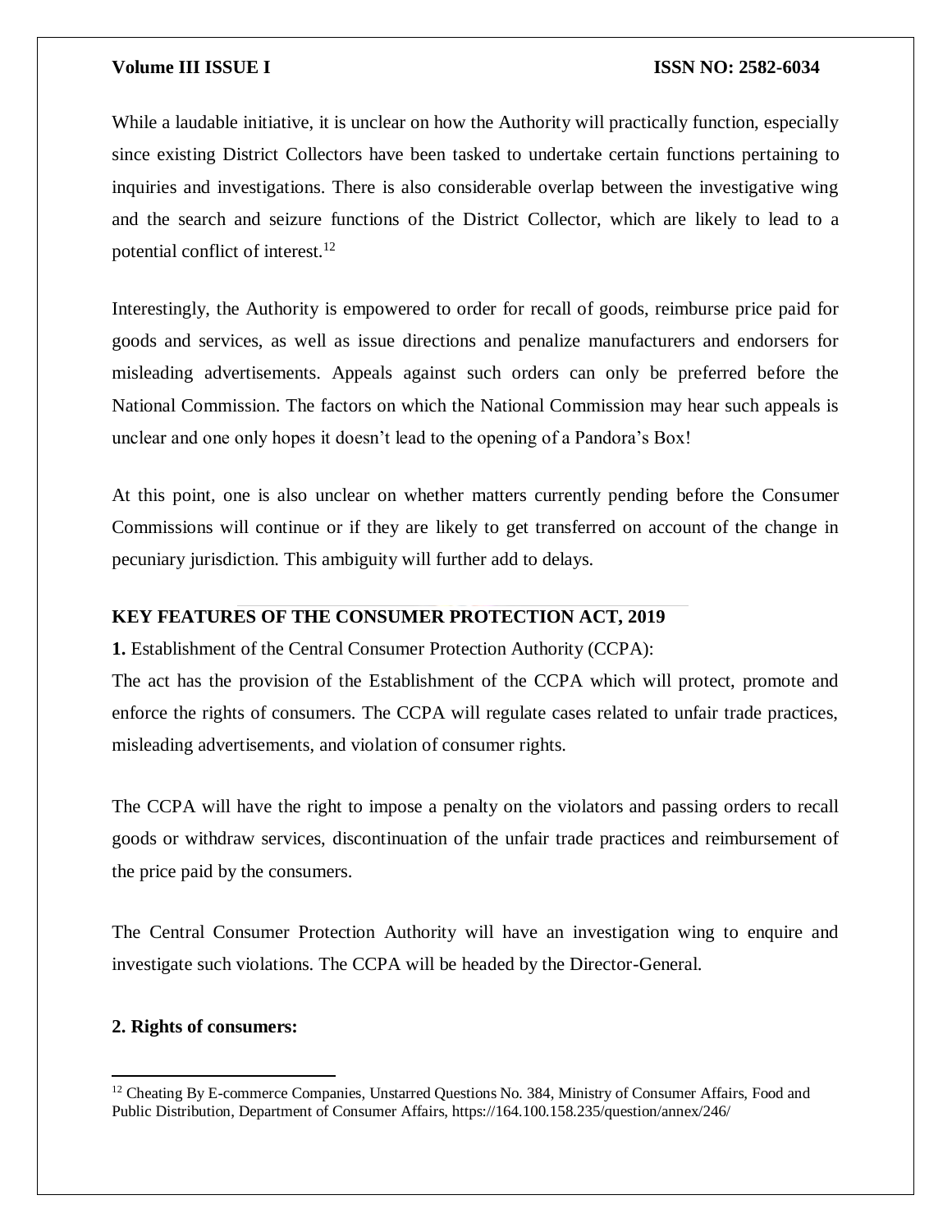While a laudable initiative, it is unclear on how the Authority will practically function, especially since existing District Collectors have been tasked to undertake certain functions pertaining to inquiries and investigations. There is also considerable overlap between the investigative wing and the search and seizure functions of the District Collector, which are likely to lead to a potential conflict of interest.[12]

Interestingly, the Authority is empowered to order for recall of goods, reimburse price paid for goods and services, as well as issue directions and penalize manufacturers and endorsers for misleading advertisements. Appeals against such orders can only be preferred before the National Commission. The factors on which the National Commission may hear such appeals is unclear and one only hopes it doesn't lead to the opening of a Pandora's Box!

At this point, one is also unclear on whether matters currently pending before the Consumer Commissions will continue or if they are likely to get transferred on account of the change in pecuniary jurisdiction. This ambiguity will further add to delays.

## KEY FEATURES OF THE CONSUMER PROTECTION ACT, 2019

**1.** Establishment of the Central Consumer Protection Authority (CCPA):

The act has the provision of the Establishment of the CCPA which will protect, promote and enforce the rights of consumers. The CCPA will regulate cases related to unfair trade practices, misleading advertisements, and violation of consumer rights.

The CCPA will have the right to impose a penalty on the violators and passing orders to recall goods or withdraw services, discontinuation of the unfair trade practices and reimbursement of the price paid by the consumers.

The Central Consumer Protection Authority will have an investigation wing to enquire and investigate such violations. The CCPA will be headed by the Director-General.

**2. Rights of consumers:**

---

[12] Cheating By E-commerce Companies, Unstarred Questions No. 384, Ministry of Consumer Affairs, Food and Public Distribution, Department of Consumer Affairs, https://164.100.158.235/question/annex/246/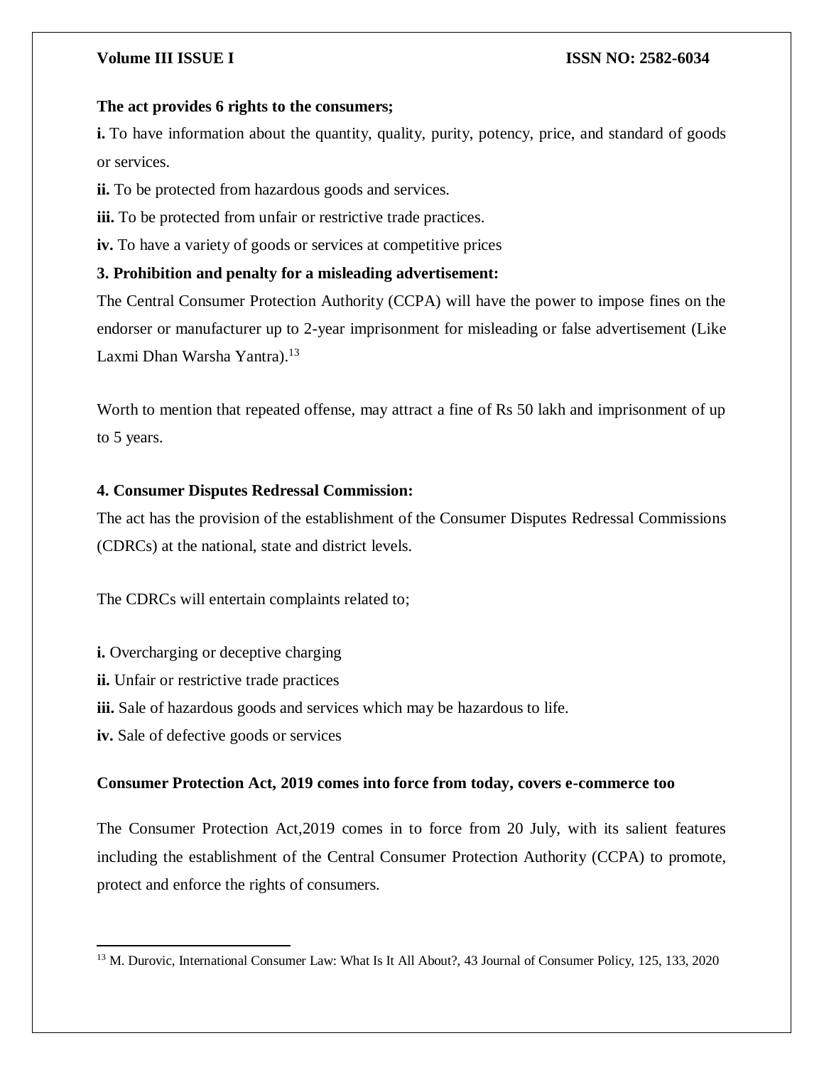**The act provides 6 rights to the consumers;**

**i.** To have information about the quantity, quality, purity, potency, price, and standard of goods or services.

**ii.** To be protected from hazardous goods and services.

**iii.** To be protected from unfair or restrictive trade practices.

**iv.** To have a variety of goods or services at competitive prices

**3. Prohibition and penalty for a misleading advertisement:**

The Central Consumer Protection Authority (CCPA) will have the power to impose fines on the endorser or manufacturer up to 2-year imprisonment for misleading or false advertisement (Like Laxmi Dhan Warsha Yantra).[13]

Worth to mention that repeated offense, may attract a fine of Rs 50 lakh and imprisonment of up to 5 years.

**4. Consumer Disputes Redressal Commission:**

The act has the provision of the establishment of the Consumer Disputes Redressal Commissions (CDRCs) at the national, state and district levels.

The CDRCs will entertain complaints related to;

**i.** Overcharging or deceptive charging

**ii.** Unfair or restrictive trade practices

**iii.** Sale of hazardous goods and services which may be hazardous to life.

**iv.** Sale of defective goods or services

**Consumer Protection Act, 2019 comes into force from today, covers e-commerce too**

The Consumer Protection Act,2019 comes in to force from 20 July, with its salient features including the establishment of the Central Consumer Protection Authority (CCPA) to promote, protect and enforce the rights of consumers.

---

[13] M. Durovic, International Consumer Law: What Is It All About?, 43 Journal of Consumer Policy, 125, 133, 2020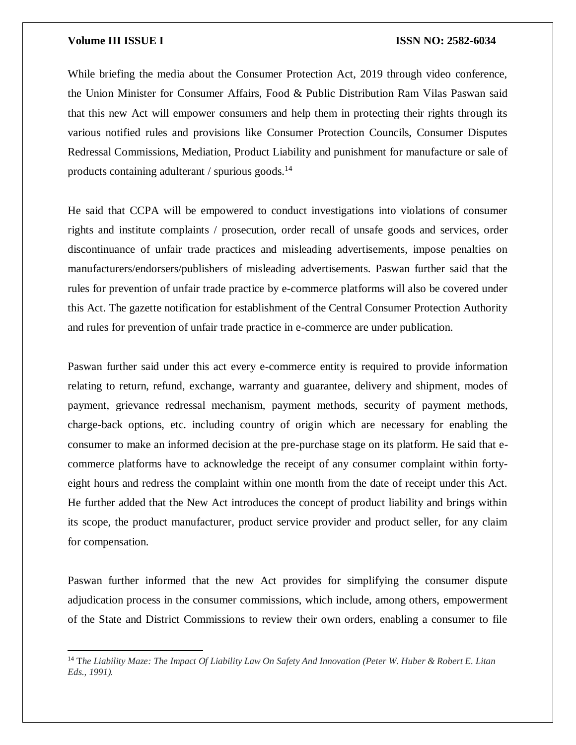While briefing the media about the Consumer Protection Act, 2019 through video conference, the Union Minister for Consumer Affairs, Food & Public Distribution Ram Vilas Paswan said that this new Act will empower consumers and help them in protecting their rights through its various notified rules and provisions like Consumer Protection Councils, Consumer Disputes Redressal Commissions, Mediation, Product Liability and punishment for manufacture or sale of products containing adulterant / spurious goods.[14]

He said that CCPA will be empowered to conduct investigations into violations of consumer rights and institute complaints / prosecution, order recall of unsafe goods and services, order discontinuance of unfair trade practices and misleading advertisements, impose penalties on manufacturers/endorsers/publishers of misleading advertisements. Paswan further said that the rules for prevention of unfair trade practice by e-commerce platforms will also be covered under this Act. The gazette notification for establishment of the Central Consumer Protection Authority and rules for prevention of unfair trade practice in e-commerce are under publication.

Paswan further said under this act every e-commerce entity is required to provide information relating to return, refund, exchange, warranty and guarantee, delivery and shipment, modes of payment, grievance redressal mechanism, payment methods, security of payment methods, charge-back options, etc. including country of origin which are necessary for enabling the consumer to make an informed decision at the pre-purchase stage on its platform. He said that e-commerce platforms have to acknowledge the receipt of any consumer complaint within forty-eight hours and redress the complaint within one month from the date of receipt under this Act. He further added that the New Act introduces the concept of product liability and brings within its scope, the product manufacturer, product service provider and product seller, for any claim for compensation.

Paswan further informed that the new Act provides for simplifying the consumer dispute adjudication process in the consumer commissions, which include, among others, empowerment of the State and District Commissions to review their own orders, enabling a consumer to file

---

[14] T*he Liability Maze: The Impact Of Liability Law On Safety And Innovation (Peter W. Huber & Robert E. Litan Eds., 1991).*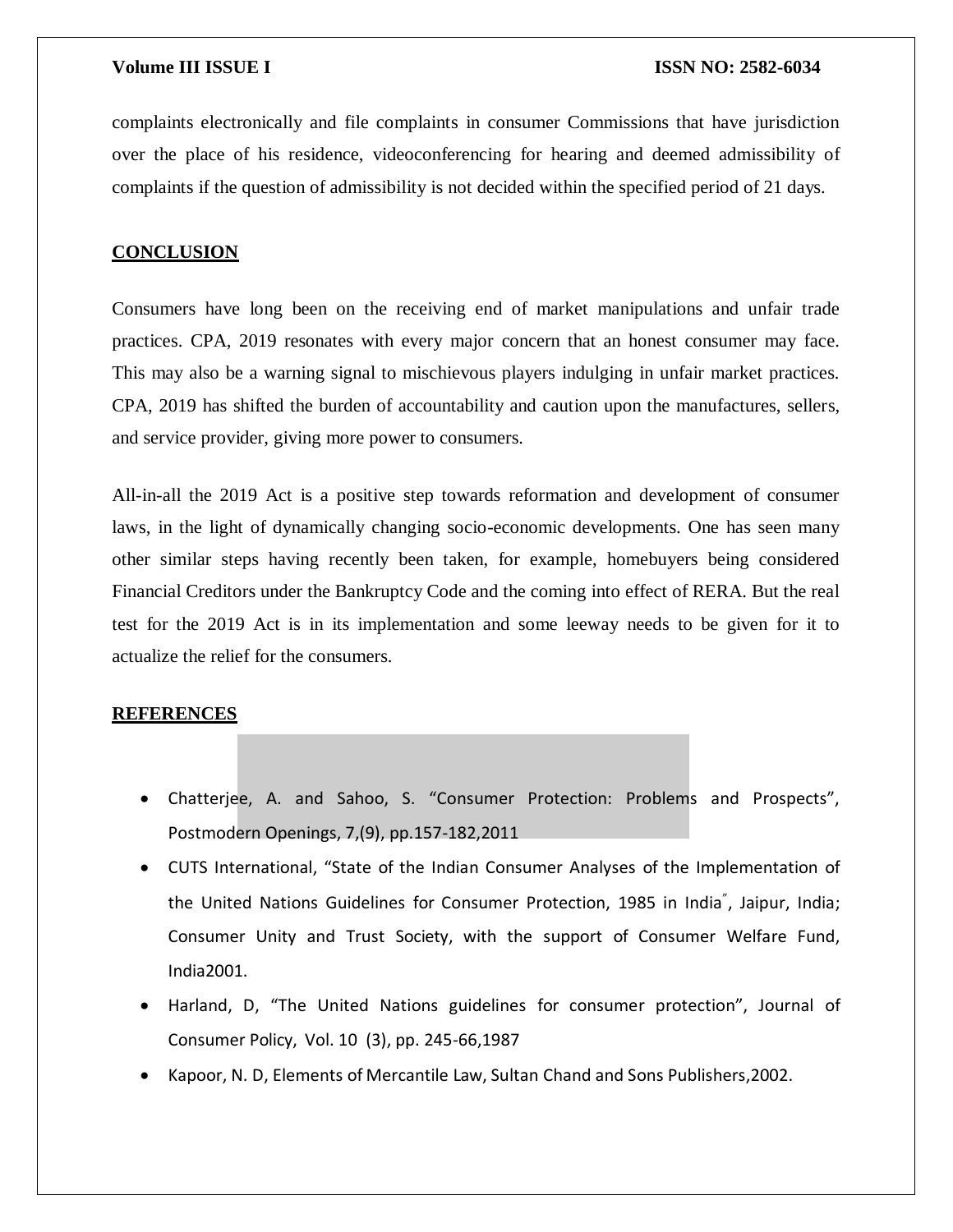complaints electronically and file complaints in consumer Commissions that have jurisdiction over the place of his residence, videoconferencing for hearing and deemed admissibility of complaints if the question of admissibility is not decided within the specified period of 21 days.

## CONCLUSION

Consumers have long been on the receiving end of market manipulations and unfair trade practices. CPA, 2019 resonates with every major concern that an honest consumer may face. This may also be a warning signal to mischievous players indulging in unfair market practices. CPA, 2019 has shifted the burden of accountability and caution upon the manufactures, sellers, and service provider, giving more power to consumers.

All-in-all the 2019 Act is a positive step towards reformation and development of consumer laws, in the light of dynamically changing socio-economic developments. One has seen many other similar steps having recently been taken, for example, homebuyers being considered Financial Creditors under the Bankruptcy Code and the coming into effect of RERA. But the real test for the 2019 Act is in its implementation and some leeway needs to be given for it to actualize the relief for the consumers.

## REFERENCES

- Chatterjee, A. and Sahoo, S. "Consumer Protection: Problems and Prospects", Postmodern Openings, 7,(9), pp.157-182,2011
- CUTS International, "State of the Indian Consumer Analyses of the Implementation of the United Nations Guidelines for Consumer Protection, 1985 in India", Jaipur, India; Consumer Unity and Trust Society, with the support of Consumer Welfare Fund, India2001.
- Harland, D, "The United Nations guidelines for consumer protection", Journal of Consumer Policy, Vol. 10 (3), pp. 245-66,1987
- Kapoor, N. D, Elements of Mercantile Law, Sultan Chand and Sons Publishers,2002.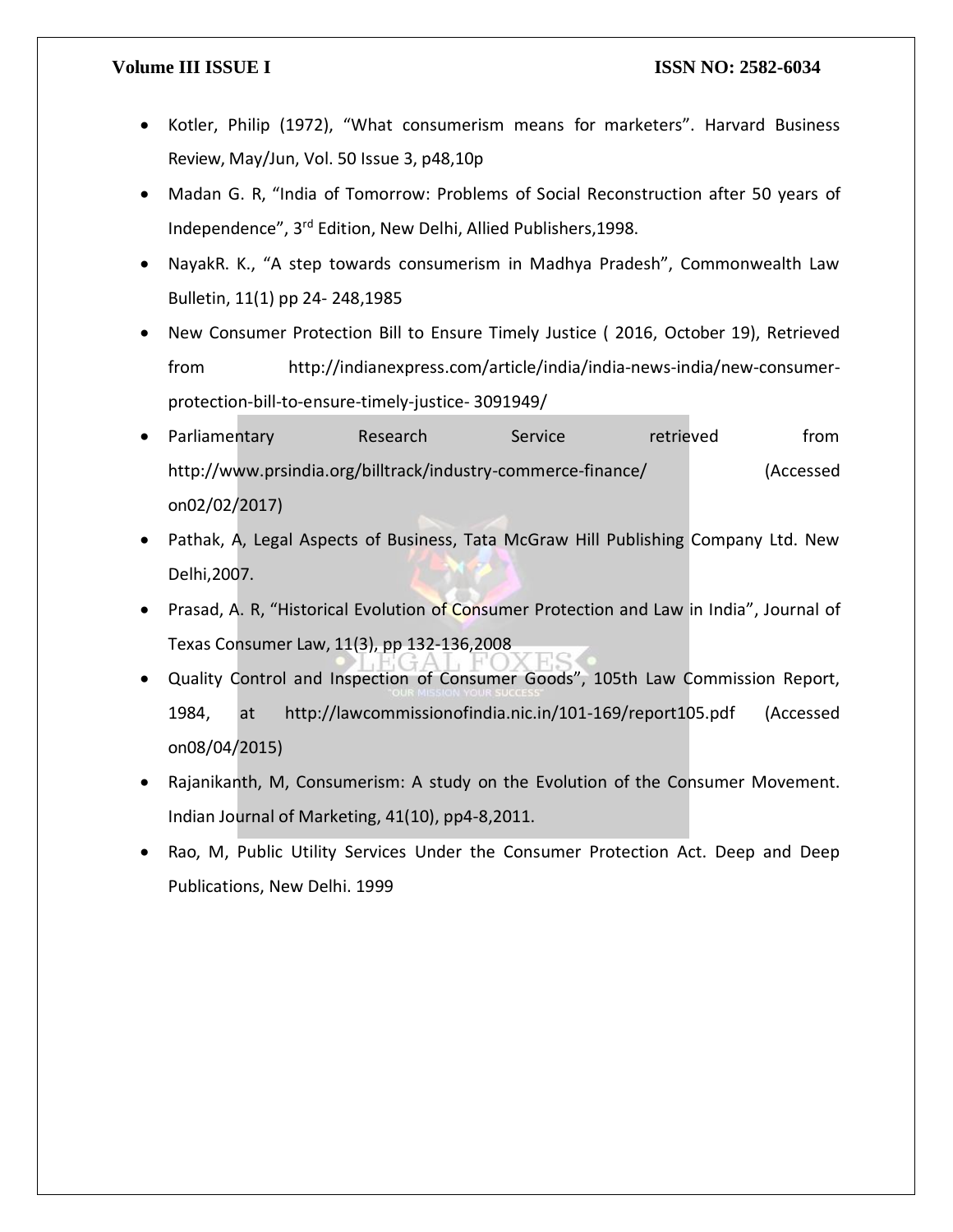- Kotler, Philip (1972), "What consumerism means for marketers". Harvard Business Review, May/Jun, Vol. 50 Issue 3, p48,10p
- Madan G. R, "India of Tomorrow: Problems of Social Reconstruction after 50 years of Independence", 3rd Edition, New Delhi, Allied Publishers,1998.
- NayakR. K., "A step towards consumerism in Madhya Pradesh", Commonwealth Law Bulletin, 11(1) pp 24- 248,1985
- New Consumer Protection Bill to Ensure Timely Justice ( 2016, October 19), Retrieved from http://indianexpress.com/article/india/india-news-india/new-consumer-protection-bill-to-ensure-timely-justice- 3091949/
- Parliamentary Research Service retrieved from http://www.prsindia.org/billtrack/industry-commerce-finance/ (Accessed on02/02/2017)
- Pathak, A, Legal Aspects of Business, Tata McGraw Hill Publishing Company Ltd. New Delhi,2007.
- Prasad, A. R, "Historical Evolution of Consumer Protection and Law in India", Journal of Texas Consumer Law, 11(3), pp 132-136,2008
- Quality Control and Inspection of Consumer Goods", 105th Law Commission Report, 1984, at http://lawcommissionofindia.nic.in/101-169/report105.pdf (Accessed on08/04/2015)
- Rajanikanth, M, Consumerism: A study on the Evolution of the Consumer Movement. Indian Journal of Marketing, 41(10), pp4-8,2011.
- Rao, M, Public Utility Services Under the Consumer Protection Act. Deep and Deep Publications, New Delhi. 1999